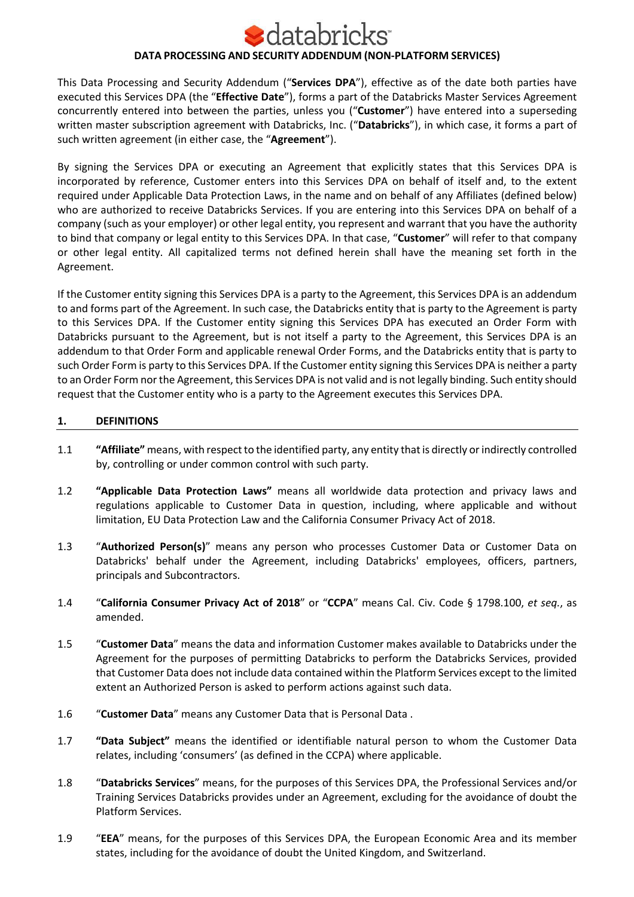# DATA PROCESSING AND SECURITY ADDENDUM (NON-PLATFORM SERVICES)

This Data Processing and Security Addendum ("**Services DPA**"), effective as of the date both parties have executed this Services DPA (the "**Effective Date**"), forms a part of the Databricks Master Services Agreement concurrently entered into between the parties, unless you ("**Customer**") have entered into a superseding written master subscription agreement with Databricks, Inc. ("**Databricks**"), in which case, it forms a part of such written agreement (in either case, the "**Agreement**").

By signing the Services DPA or executing an Agreement that explicitly states that this Services DPA is incorporated by reference, Customer enters into this Services DPA on behalf of itself and, to the extent required under Applicable Data Protection Laws, in the name and on behalf of any Affiliates (defined below) who are authorized to receive Databricks Services. If you are entering into this Services DPA on behalf of a company (such as your employer) or other legal entity, you represent and warrant that you have the authority to bind that company or legal entity to this Services DPA. In that case, "**Customer**" will refer to that company or other legal entity. All capitalized terms not defined herein shall have the meaning set forth in the Agreement.

If the Customer entity signing this Services DPA is a party to the Agreement, this Services DPA is an addendum to and forms part of the Agreement. In such case, the Databricks entity that is party to the Agreement is party to this Services DPA. If the Customer entity signing this Services DPA has executed an Order Form with Databricks pursuant to the Agreement, but is not itself a party to the Agreement, this Services DPA is an addendum to that Order Form and applicable renewal Order Forms, and the Databricks entity that is party to such Order Form is party to this Services DPA. If the Customer entity signing this Services DPA is neither a party to an Order Form nor the Agreement, this Services DPA is not valid and is not legally binding. Such entity should request that the Customer entity who is a party to the Agreement executes this Services DPA.

## 1. DEFINITIONS

1.1 **"Affiliate"** means, with respect to the identified party, any entity that is directly or indirectly controlled by, controlling or under common control with such party.

1.2 **"Applicable Data Protection Laws"** means all worldwide data protection and privacy laws and regulations applicable to Customer Data in question, including, where applicable and without limitation, EU Data Protection Law and the California Consumer Privacy Act of 2018.

1.3 "**Authorized Person(s)**" means any person who processes Customer Data or Customer Data on Databricks' behalf under the Agreement, including Databricks' employees, officers, partners, principals and Subcontractors.

1.4 "**California Consumer Privacy Act of 2018**" or "**CCPA**" means Cal. Civ. Code § 1798.100, *et seq.*, as amended.

1.5 "**Customer Data**" means the data and information Customer makes available to Databricks under the Agreement for the purposes of permitting Databricks to perform the Databricks Services, provided that Customer Data does not include data contained within the Platform Services except to the limited extent an Authorized Person is asked to perform actions against such data.

1.6 "**Customer Data**" means any Customer Data that is Personal Data .

1.7 **"Data Subject"** means the identified or identifiable natural person to whom the Customer Data relates, including 'consumers' (as defined in the CCPA) where applicable.

1.8 "**Databricks Services**" means, for the purposes of this Services DPA, the Professional Services and/or Training Services Databricks provides under an Agreement, excluding for the avoidance of doubt the Platform Services.

1.9 "**EEA**" means, for the purposes of this Services DPA, the European Economic Area and its member states, including for the avoidance of doubt the United Kingdom, and Switzerland.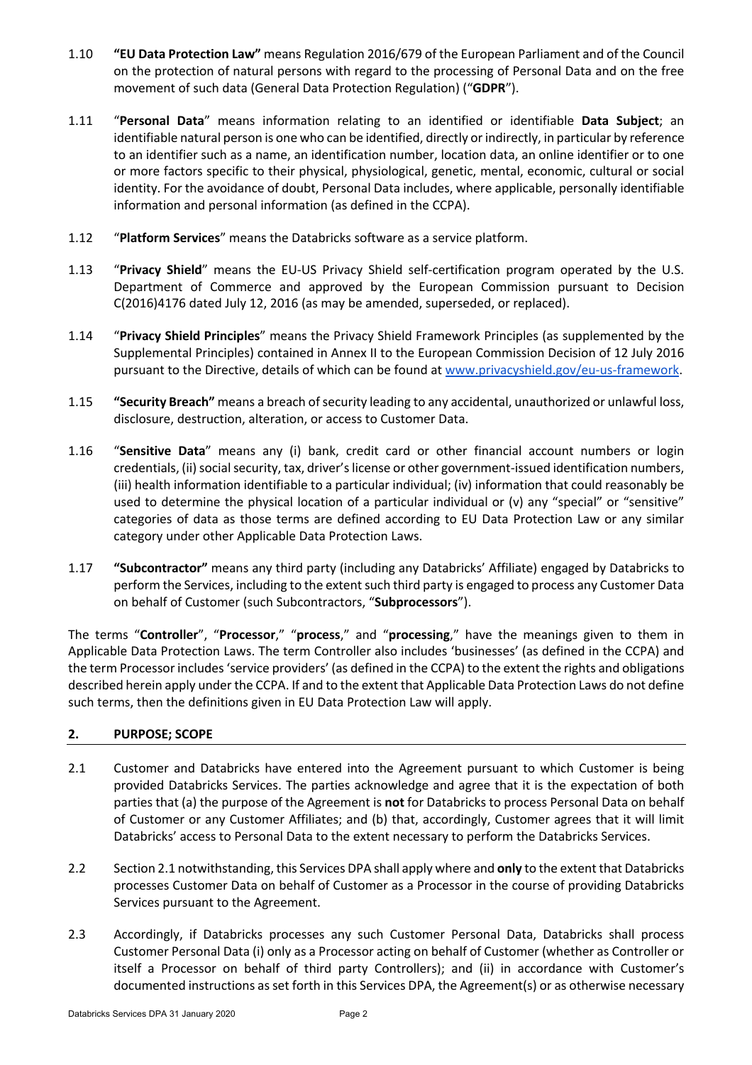1.10 **"EU Data Protection Law"** means Regulation 2016/679 of the European Parliament and of the Council on the protection of natural persons with regard to the processing of Personal Data and on the free movement of such data (General Data Protection Regulation) ("**GDPR**").

1.11 "**Personal Data**" means information relating to an identified or identifiable **Data Subject**; an identifiable natural person is one who can be identified, directly or indirectly, in particular by reference to an identifier such as a name, an identification number, location data, an online identifier or to one or more factors specific to their physical, physiological, genetic, mental, economic, cultural or social identity. For the avoidance of doubt, Personal Data includes, where applicable, personally identifiable information and personal information (as defined in the CCPA).

1.12 "**Platform Services**" means the Databricks software as a service platform.

1.13 "**Privacy Shield**" means the EU-US Privacy Shield self-certification program operated by the U.S. Department of Commerce and approved by the European Commission pursuant to Decision C(2016)4176 dated July 12, 2016 (as may be amended, superseded, or replaced).

1.14 "**Privacy Shield Principles**" means the Privacy Shield Framework Principles (as supplemented by the Supplemental Principles) contained in Annex II to the European Commission Decision of 12 July 2016 pursuant to the Directive, details of which can be found at [www.privacyshield.gov/eu-us-framework](http://www.privacyshield.gov/eu-us-framework).

1.15 **"Security Breach"** means a breach of security leading to any accidental, unauthorized or unlawful loss, disclosure, destruction, alteration, or access to Customer Data.

1.16 "**Sensitive Data**" means any (i) bank, credit card or other financial account numbers or login credentials, (ii) social security, tax, driver's license or other government-issued identification numbers, (iii) health information identifiable to a particular individual; (iv) information that could reasonably be used to determine the physical location of a particular individual or (v) any "special" or "sensitive" categories of data as those terms are defined according to EU Data Protection Law or any similar category under other Applicable Data Protection Laws.

1.17 **"Subcontractor"** means any third party (including any Databricks' Affiliate) engaged by Databricks to perform the Services, including to the extent such third party is engaged to process any Customer Data on behalf of Customer (such Subcontractors, "**Subprocessors**").

The terms "**Controller**", "**Processor**," "**process**," and "**processing**," have the meanings given to them in Applicable Data Protection Laws. The term Controller also includes 'businesses' (as defined in the CCPA) and the term Processor includes 'service providers' (as defined in the CCPA) to the extent the rights and obligations described herein apply under the CCPA. If and to the extent that Applicable Data Protection Laws do not define such terms, then the definitions given in EU Data Protection Law will apply.

## 2. PURPOSE; SCOPE

2.1 Customer and Databricks have entered into the Agreement pursuant to which Customer is being provided Databricks Services. The parties acknowledge and agree that it is the expectation of both parties that (a) the purpose of the Agreement is **not** for Databricks to process Personal Data on behalf of Customer or any Customer Affiliates; and (b) that, accordingly, Customer agrees that it will limit Databricks' access to Personal Data to the extent necessary to perform the Databricks Services.

2.2 Section 2.1 notwithstanding, this Services DPA shall apply where and **only** to the extent that Databricks processes Customer Data on behalf of Customer as a Processor in the course of providing Databricks Services pursuant to the Agreement.

2.3 Accordingly, if Databricks processes any such Customer Personal Data, Databricks shall process Customer Personal Data (i) only as a Processor acting on behalf of Customer (whether as Controller or itself a Processor on behalf of third party Controllers); and (ii) in accordance with Customer's documented instructions as set forth in this Services DPA, the Agreement(s) or as otherwise necessary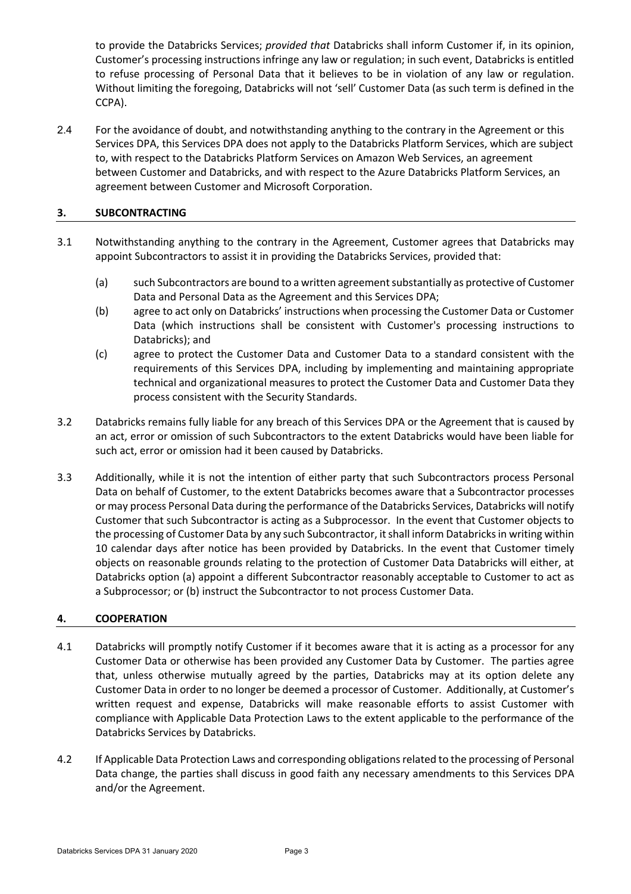to provide the Databricks Services; *provided that* Databricks shall inform Customer if, in its opinion, Customer's processing instructions infringe any law or regulation; in such event, Databricks is entitled to refuse processing of Personal Data that it believes to be in violation of any law or regulation. Without limiting the foregoing, Databricks will not 'sell' Customer Data (as such term is defined in the CCPA).

2.4 For the avoidance of doubt, and notwithstanding anything to the contrary in the Agreement or this Services DPA, this Services DPA does not apply to the Databricks Platform Services, which are subject to, with respect to the Databricks Platform Services on Amazon Web Services, an agreement between Customer and Databricks, and with respect to the Azure Databricks Platform Services, an agreement between Customer and Microsoft Corporation.

## 3. SUBCONTRACTING

3.1 Notwithstanding anything to the contrary in the Agreement, Customer agrees that Databricks may appoint Subcontractors to assist it in providing the Databricks Services, provided that:

(a) such Subcontractors are bound to a written agreement substantially as protective of Customer Data and Personal Data as the Agreement and this Services DPA;

(b) agree to act only on Databricks' instructions when processing the Customer Data or Customer Data (which instructions shall be consistent with Customer's processing instructions to Databricks); and

(c) agree to protect the Customer Data and Customer Data to a standard consistent with the requirements of this Services DPA, including by implementing and maintaining appropriate technical and organizational measures to protect the Customer Data and Customer Data they process consistent with the Security Standards.

3.2 Databricks remains fully liable for any breach of this Services DPA or the Agreement that is caused by an act, error or omission of such Subcontractors to the extent Databricks would have been liable for such act, error or omission had it been caused by Databricks.

3.3 Additionally, while it is not the intention of either party that such Subcontractors process Personal Data on behalf of Customer, to the extent Databricks becomes aware that a Subcontractor processes or may process Personal Data during the performance of the Databricks Services, Databricks will notify Customer that such Subcontractor is acting as a Subprocessor. In the event that Customer objects to the processing of Customer Data by any such Subcontractor, it shall inform Databricks in writing within 10 calendar days after notice has been provided by Databricks. In the event that Customer timely objects on reasonable grounds relating to the protection of Customer Data Databricks will either, at Databricks option (a) appoint a different Subcontractor reasonably acceptable to Customer to act as a Subprocessor; or (b) instruct the Subcontractor to not process Customer Data.

## 4. COOPERATION

4.1 Databricks will promptly notify Customer if it becomes aware that it is acting as a processor for any Customer Data or otherwise has been provided any Customer Data by Customer. The parties agree that, unless otherwise mutually agreed by the parties, Databricks may at its option delete any Customer Data in order to no longer be deemed a processor of Customer. Additionally, at Customer's written request and expense, Databricks will make reasonable efforts to assist Customer with compliance with Applicable Data Protection Laws to the extent applicable to the performance of the Databricks Services by Databricks.

4.2 If Applicable Data Protection Laws and corresponding obligations related to the processing of Personal Data change, the parties shall discuss in good faith any necessary amendments to this Services DPA and/or the Agreement.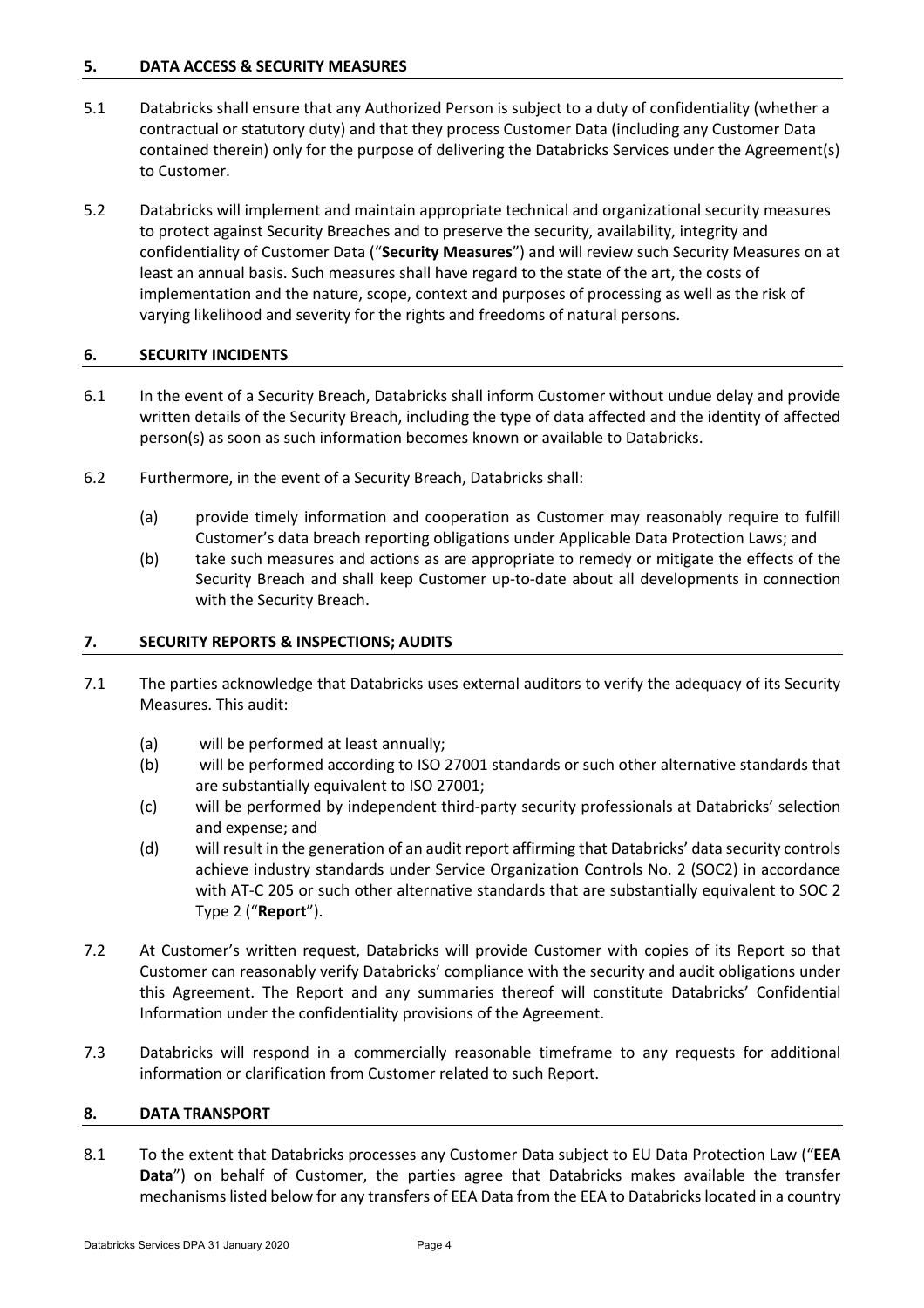## 5. DATA ACCESS & SECURITY MEASURES

5.1 Databricks shall ensure that any Authorized Person is subject to a duty of confidentiality (whether a contractual or statutory duty) and that they process Customer Data (including any Customer Data contained therein) only for the purpose of delivering the Databricks Services under the Agreement(s) to Customer.

5.2 Databricks will implement and maintain appropriate technical and organizational security measures to protect against Security Breaches and to preserve the security, availability, integrity and confidentiality of Customer Data ("**Security Measures**") and will review such Security Measures on at least an annual basis. Such measures shall have regard to the state of the art, the costs of implementation and the nature, scope, context and purposes of processing as well as the risk of varying likelihood and severity for the rights and freedoms of natural persons.

## 6. SECURITY INCIDENTS

6.1 In the event of a Security Breach, Databricks shall inform Customer without undue delay and provide written details of the Security Breach, including the type of data affected and the identity of affected person(s) as soon as such information becomes known or available to Databricks.

6.2 Furthermore, in the event of a Security Breach, Databricks shall:

(a) provide timely information and cooperation as Customer may reasonably require to fulfill Customer's data breach reporting obligations under Applicable Data Protection Laws; and

(b) take such measures and actions as are appropriate to remedy or mitigate the effects of the Security Breach and shall keep Customer up-to-date about all developments in connection with the Security Breach.

## 7. SECURITY REPORTS & INSPECTIONS; AUDITS

7.1 The parties acknowledge that Databricks uses external auditors to verify the adequacy of its Security Measures. This audit:

(a) will be performed at least annually;

(b) will be performed according to ISO 27001 standards or such other alternative standards that are substantially equivalent to ISO 27001;

(c) will be performed by independent third-party security professionals at Databricks' selection and expense; and

(d) will result in the generation of an audit report affirming that Databricks' data security controls achieve industry standards under Service Organization Controls No. 2 (SOC2) in accordance with AT-C 205 or such other alternative standards that are substantially equivalent to SOC 2 Type 2 ("**Report**").

7.2 At Customer's written request, Databricks will provide Customer with copies of its Report so that Customer can reasonably verify Databricks' compliance with the security and audit obligations under this Agreement. The Report and any summaries thereof will constitute Databricks' Confidential Information under the confidentiality provisions of the Agreement.

7.3 Databricks will respond in a commercially reasonable timeframe to any requests for additional information or clarification from Customer related to such Report.

## 8. DATA TRANSPORT

8.1 To the extent that Databricks processes any Customer Data subject to EU Data Protection Law ("**EEA Data**") on behalf of Customer, the parties agree that Databricks makes available the transfer mechanisms listed below for any transfers of EEA Data from the EEA to Databricks located in a country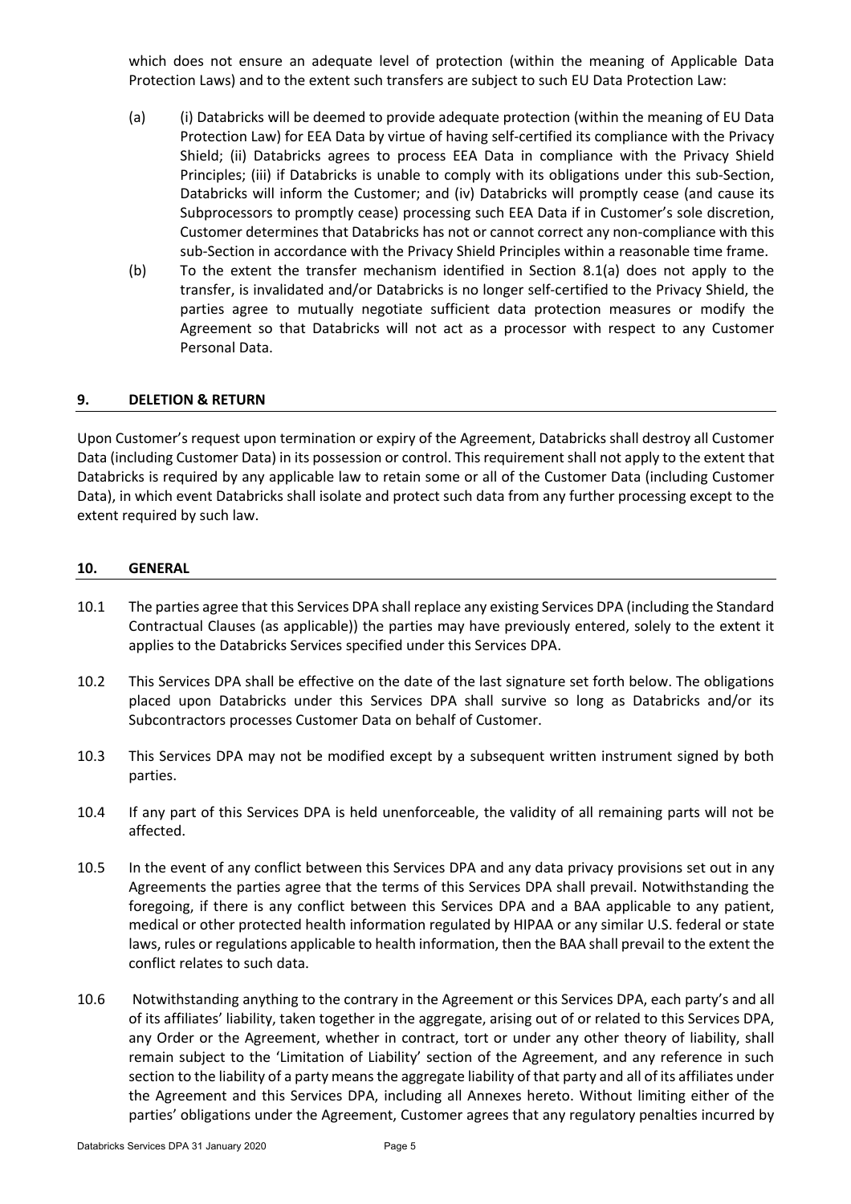which does not ensure an adequate level of protection (within the meaning of Applicable Data Protection Laws) and to the extent such transfers are subject to such EU Data Protection Law:

(a) (i) Databricks will be deemed to provide adequate protection (within the meaning of EU Data Protection Law) for EEA Data by virtue of having self-certified its compliance with the Privacy Shield; (ii) Databricks agrees to process EEA Data in compliance with the Privacy Shield Principles; (iii) if Databricks is unable to comply with its obligations under this sub-Section, Databricks will inform the Customer; and (iv) Databricks will promptly cease (and cause its Subprocessors to promptly cease) processing such EEA Data if in Customer's sole discretion, Customer determines that Databricks has not or cannot correct any non-compliance with this sub-Section in accordance with the Privacy Shield Principles within a reasonable time frame.

(b) To the extent the transfer mechanism identified in Section 8.1(a) does not apply to the transfer, is invalidated and/or Databricks is no longer self-certified to the Privacy Shield, the parties agree to mutually negotiate sufficient data protection measures or modify the Agreement so that Databricks will not act as a processor with respect to any Customer Personal Data.

## 9. DELETION & RETURN

Upon Customer's request upon termination or expiry of the Agreement, Databricks shall destroy all Customer Data (including Customer Data) in its possession or control. This requirement shall not apply to the extent that Databricks is required by any applicable law to retain some or all of the Customer Data (including Customer Data), in which event Databricks shall isolate and protect such data from any further processing except to the extent required by such law.

## 10. GENERAL

10.1 The parties agree that this Services DPA shall replace any existing Services DPA (including the Standard Contractual Clauses (as applicable)) the parties may have previously entered, solely to the extent it applies to the Databricks Services specified under this Services DPA.

10.2 This Services DPA shall be effective on the date of the last signature set forth below. The obligations placed upon Databricks under this Services DPA shall survive so long as Databricks and/or its Subcontractors processes Customer Data on behalf of Customer.

10.3 This Services DPA may not be modified except by a subsequent written instrument signed by both parties.

10.4 If any part of this Services DPA is held unenforceable, the validity of all remaining parts will not be affected.

10.5 In the event of any conflict between this Services DPA and any data privacy provisions set out in any Agreements the parties agree that the terms of this Services DPA shall prevail. Notwithstanding the foregoing, if there is any conflict between this Services DPA and a BAA applicable to any patient, medical or other protected health information regulated by HIPAA or any similar U.S. federal or state laws, rules or regulations applicable to health information, then the BAA shall prevail to the extent the conflict relates to such data.

10.6 Notwithstanding anything to the contrary in the Agreement or this Services DPA, each party's and all of its affiliates' liability, taken together in the aggregate, arising out of or related to this Services DPA, any Order or the Agreement, whether in contract, tort or under any other theory of liability, shall remain subject to the 'Limitation of Liability' section of the Agreement, and any reference in such section to the liability of a party means the aggregate liability of that party and all of its affiliates under the Agreement and this Services DPA, including all Annexes hereto. Without limiting either of the parties' obligations under the Agreement, Customer agrees that any regulatory penalties incurred by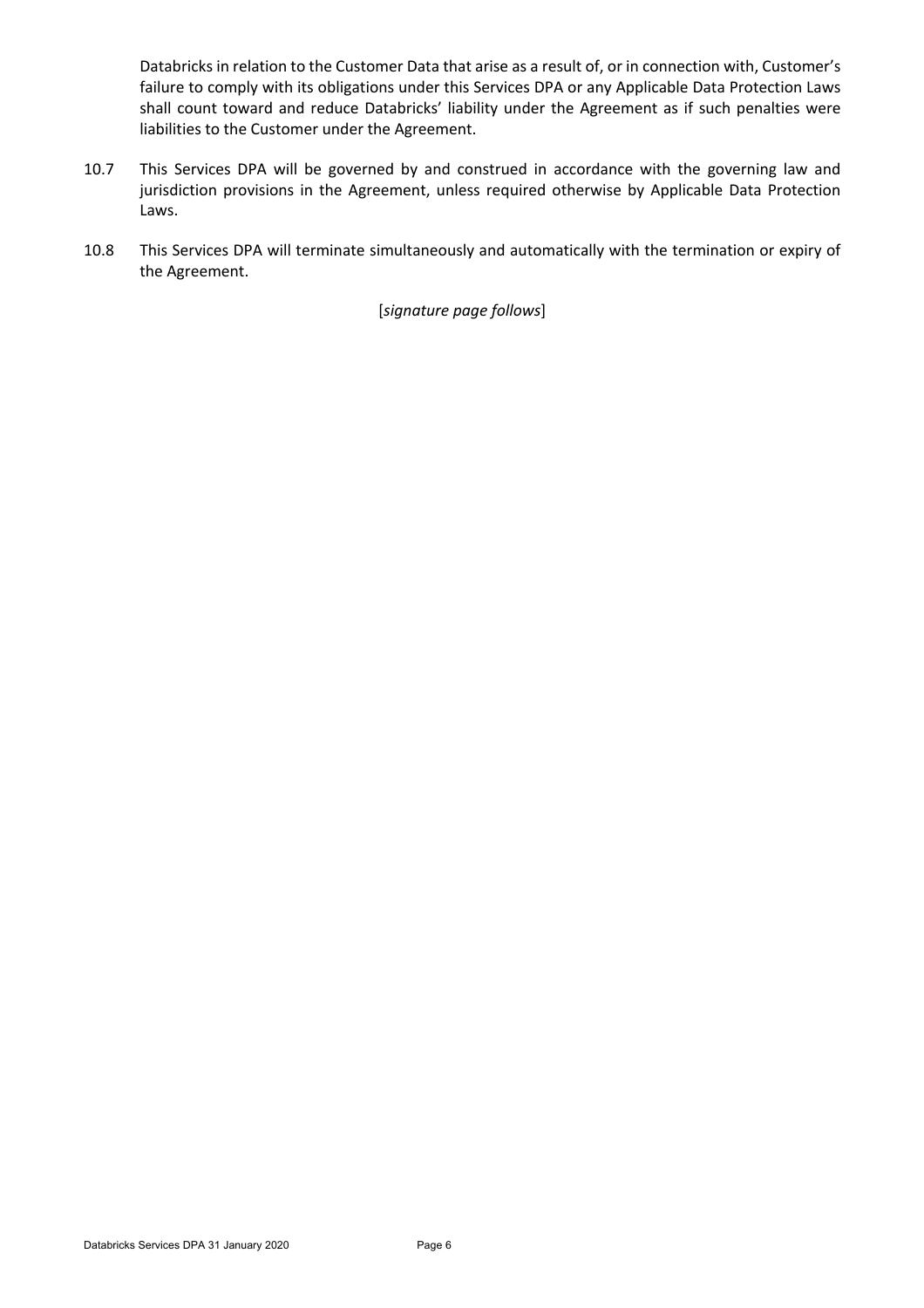Databricks in relation to the Customer Data that arise as a result of, or in connection with, Customer's failure to comply with its obligations under this Services DPA or any Applicable Data Protection Laws shall count toward and reduce Databricks' liability under the Agreement as if such penalties were liabilities to the Customer under the Agreement.

10.7 This Services DPA will be governed by and construed in accordance with the governing law and jurisdiction provisions in the Agreement, unless required otherwise by Applicable Data Protection Laws.

10.8 This Services DPA will terminate simultaneously and automatically with the termination or expiry of the Agreement.

[*signature page follows*]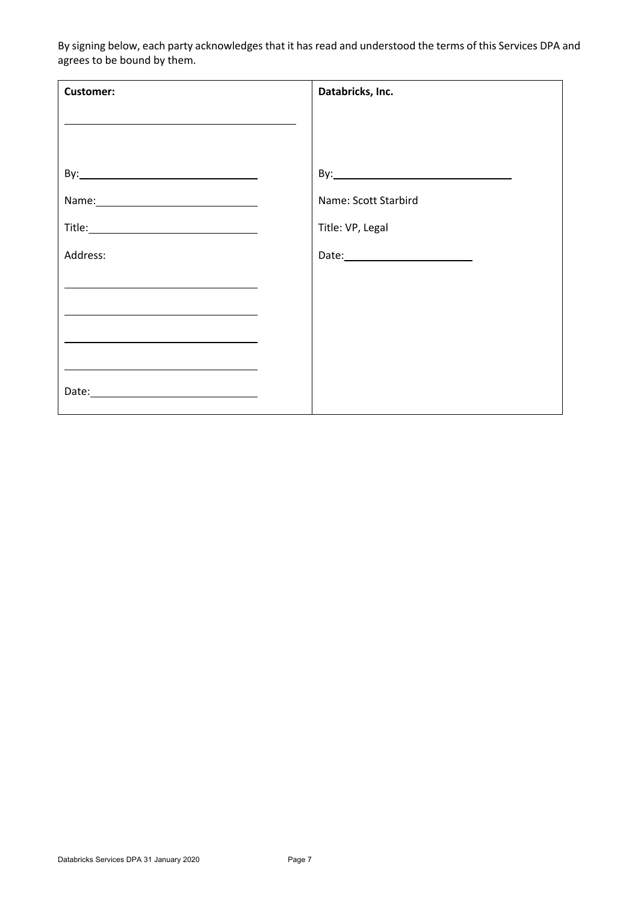By signing below, each party acknowledges that it has read and understood the terms of this Services DPA and agrees to be bound by them.

| **Customer:** | **Databricks, Inc.** |
|---|---|
| ______________________________ | |
| By:______________________________ | By:______________________________ |
| Name:____________________________ | Name: Scott Starbird |
| Title:_____________________________ | Title: VP, Legal |
| Address:<br>______________________________<br>______________________________<br>______________________________<br>______________________________ | Date:______________________ |
| Date:_____________________________ | |